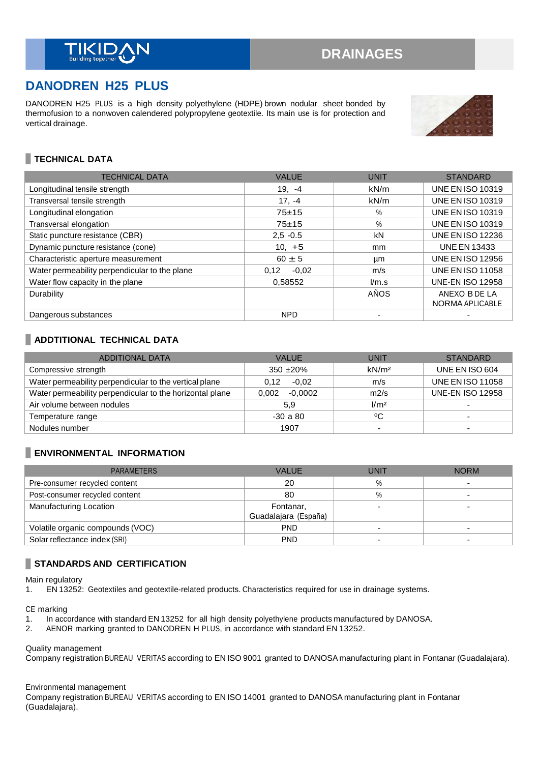TIKIDAN Building together

DRAINAGES

# DANODREN H25 PLUS

DANODREN H25 PLUS is a high density polyethylene (HDPE) brown nodular sheet bonded by thermofusion to a nonwoven calendered polypropylene geotextile. Its main use is for protection and vertical drainage.

## TECHNICAL DATA

| TECHNICAL DATA | VALUE | UNIT | STANDARD |
|---|---|---|---|
| Longitudinal tensile strength | 19, -4 | kN/m | UNE EN ISO 10319 |
| Transversal tensile strength | 17, -4 | kN/m | UNE EN ISO 10319 |
| Longitudinal elongation | 75±15 | % | UNE EN ISO 10319 |
| Transversal elongation | 75±15 | % | UNE EN ISO 10319 |
| Static puncture resistance (CBR) | 2,5 -0.5 | kN | UNE EN ISO 12236 |
| Dynamic puncture resistance (cone) | 10, +5 | mm | UNE EN 13433 |
| Characteristic aperture measurement | 60 ± 5 | µm | UNE EN ISO 12956 |
| Water permeability perpendicular to the plane | 0,12 -0,02 | m/s | UNE EN ISO 11058 |
| Water flow capacity in the plane | 0,58552 | l/m.s | UNE-EN ISO 12958 |
| Durability | | AÑOS | ANEXO B DE LA NORMA APLICABLE |
| Dangerous substances | NPD | - | - |

## ADDTITIONAL TECHNICAL DATA

| ADDITIONAL DATA | VALUE | UNIT | STANDARD |
|---|---|---|---|
| Compressive strength | 350 ±20% | kN/m² | UNE EN ISO 604 |
| Water permeability perpendicular to the vertical plane | 0,12 -0,02 | m/s | UNE EN ISO 11058 |
| Water permeability perpendicular to the horizontal plane | 0,002 -0,0002 | m2/s | UNE-EN ISO 12958 |
| Air volume between nodules | 5,9 | l/m² | - |
| Temperature range | -30 a 80 | ºC | - |
| Nodules number | 1907 | - | - |

## ENVIRONMENTAL INFORMATION

| PARAMETERS | VALUE | UNIT | NORM |
|---|---|---|---|
| Pre-consumer recycled content | 20 | % | - |
| Post-consumer recycled content | 80 | % | - |
| Manufacturing Location | Fontanar, Guadalajara (España) | - | - |
| Volatile organic compounds (VOC) | PND | - | - |
| Solar reflectance index (SRI) | PND | - | - |

## STANDARDS AND CERTIFICATION

Main regulatory

1. EN 13252: Geotextiles and geotextile-related products. Characteristics required for use in drainage systems.

CE marking

1. In accordance with standard EN 13252 for all high density polyethylene products manufactured by DANOSA.
2. AENOR marking granted to DANODREN H PLUS, in accordance with standard EN 13252.

Quality management

Company registration BUREAU VERITAS according to EN ISO 9001 granted to DANOSA manufacturing plant in Fontanar (Guadalajara).

Environmental management

Company registration BUREAU VERITAS according to EN ISO 14001 granted to DANOSA manufacturing plant in Fontanar (Guadalajara).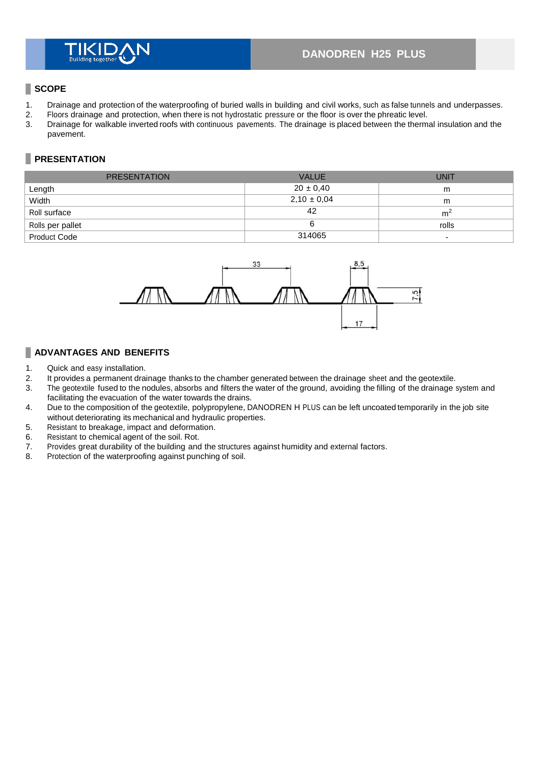# DANODREN H25 PLUS

## SCOPE

1. Drainage and protection of the waterproofing of buried walls in building and civil works, such as false tunnels and underpasses.
2. Floors drainage and protection, when there is not hydrostatic pressure or the floor is over the phreatic level.
3. Drainage for walkable inverted roofs with continuous pavements. The drainage is placed between the thermal insulation and the pavement.

## PRESENTATION

| PRESENTATION | VALUE | UNIT |
|---|---|---|
| Length | 20 ± 0,40 | m |
| Width | 2,10 ± 0,04 | m |
| Roll surface | 42 | $m^2$ |
| Rolls per pallet | 6 | rolls |
| Product Code | 314065 | - |

33 8,5 7,5 17

## ADVANTAGES AND BENEFITS

1. Quick and easy installation.
2. It provides a permanent drainage thanks to the chamber generated between the drainage sheet and the geotextile.
3. The geotextile fused to the nodules, absorbs and filters the water of the ground, avoiding the filling of the drainage system and facilitating the evacuation of the water towards the drains.
4. Due to the composition of the geotextile, polypropylene, DANODREN H PLUS can be left uncoated temporarily in the job site without deteriorating its mechanical and hydraulic properties.
5. Resistant to breakage, impact and deformation.
6. Resistant to chemical agent of the soil. Rot.
7. Provides great durability of the building and the structures against humidity and external factors.
8. Protection of the waterproofing against punching of soil.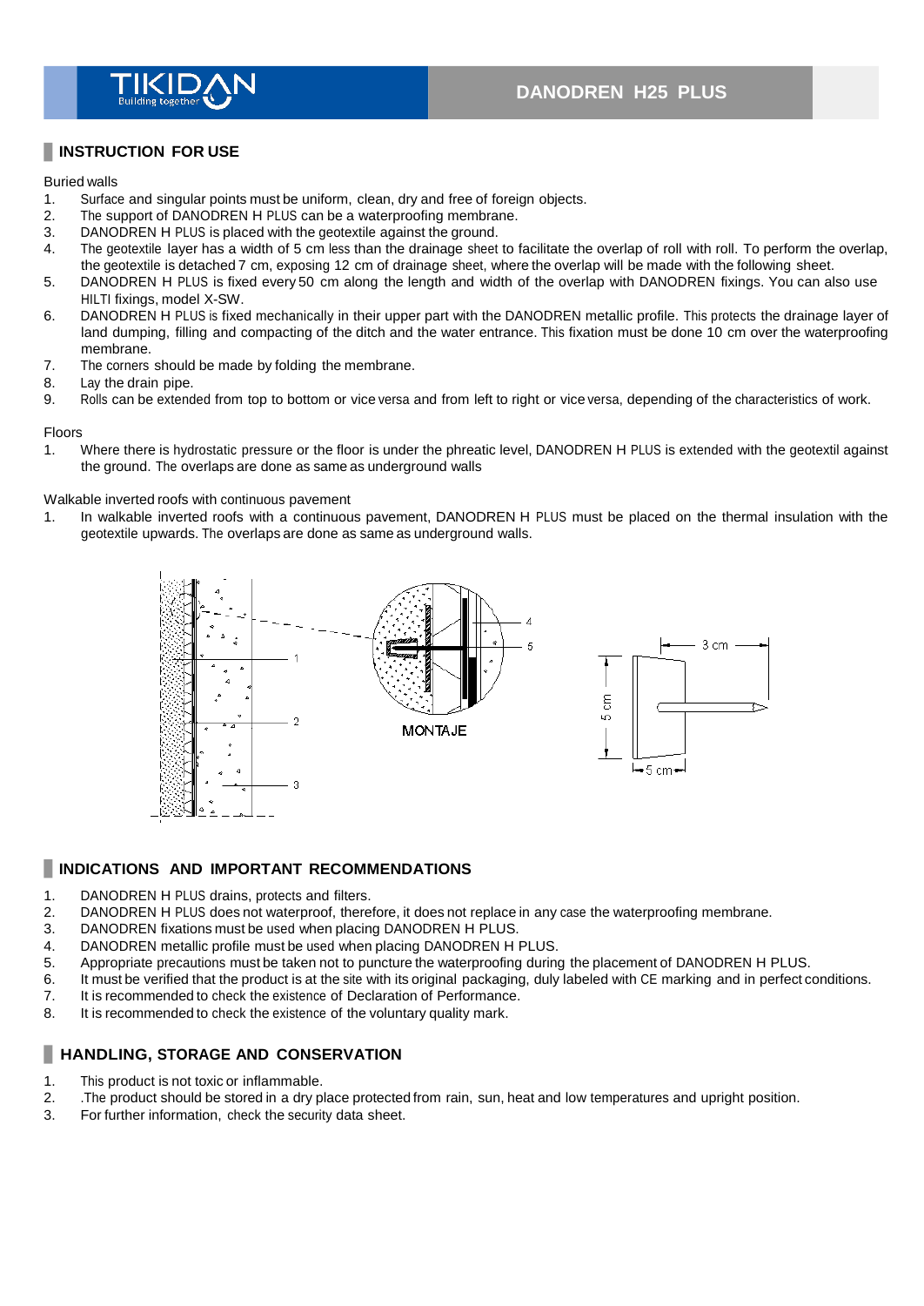## INSTRUCTION FOR USE

Buried walls

1. Surface and singular points must be uniform, clean, dry and free of foreign objects.
2. The support of DANODREN H PLUS can be a waterproofing membrane.
3. DANODREN H PLUS is placed with the geotextile against the ground.
4. The geotextile layer has a width of 5 cm less than the drainage sheet to facilitate the overlap of roll with roll. To perform the overlap, the geotextile is detached 7 cm, exposing 12 cm of drainage sheet, where the overlap will be made with the following sheet.
5. DANODREN H PLUS is fixed every 50 cm along the length and width of the overlap with DANODREN fixings. You can also use HILTI fixings, model X-SW.
6. DANODREN H PLUS is fixed mechanically in their upper part with the DANODREN metallic profile. This protects the drainage layer of land dumping, filling and compacting of the ditch and the water entrance. This fixation must be done 10 cm over the waterproofing membrane.
7. The corners should be made by folding the membrane.
8. Lay the drain pipe.
9. Rolls can be extended from top to bottom or vice versa and from left to right or vice versa, depending of the characteristics of work.

Floors

1. Where there is hydrostatic pressure or the floor is under the phreatic level, DANODREN H PLUS is extended with the geotextil against the ground. The overlaps are done as same as underground walls

Walkable inverted roofs with continuous pavement

1. In walkable inverted roofs with continuous pavement, DANODREN H PLUS must be placed on the thermal insulation with the geotextile upwards. The overlaps are done as same as underground walls.

MONTAJE

## INDICATIONS AND IMPORTANT RECOMMENDATIONS

1. DANODREN H PLUS drains, protects and filters.
2. DANODREN H PLUS does not waterproof, therefore, it does not replace in any case the waterproofing membrane.
3. DANODREN fixations must be used when placing DANODREN H PLUS.
4. DANODREN metallic profile must be used when placing DANODREN H PLUS.
5. Appropriate precautions must be taken not to puncture the waterproofing during the placement of DANODREN H PLUS.
6. It must be verified that the product is at the site with its original packaging, duly labeled with CE marking and in perfect conditions.
7. It is recommended to check the existence of Declaration of Performance.
8. It is recommended to check the existence of the voluntary quality mark.

## HANDLING, STORAGE AND CONSERVATION

1. This product is not toxic or inflammable.
2. .The product should be stored in a dry place protected from rain, sun, heat and low temperatures and upright position.
3. For further information, check the security data sheet.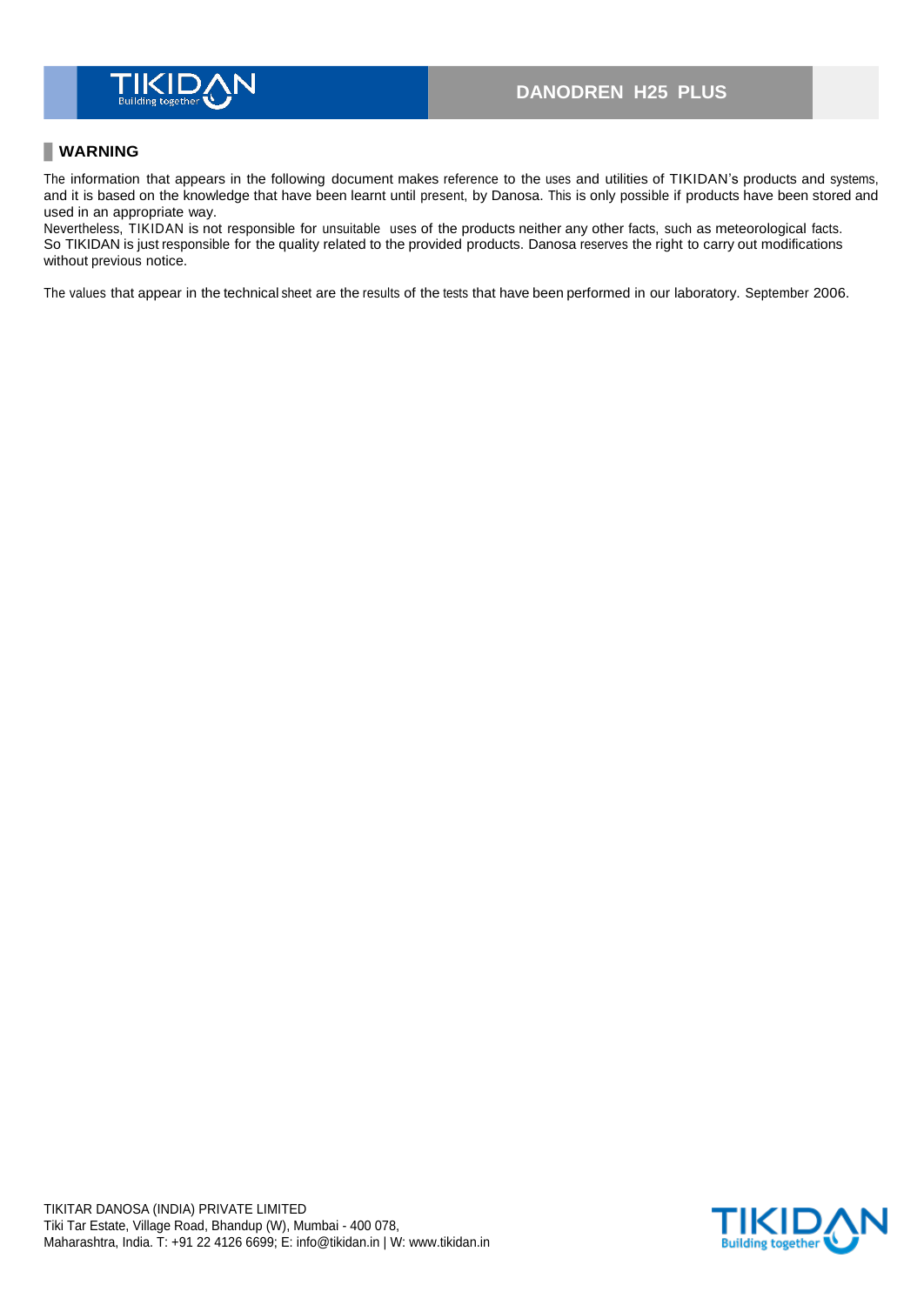## WARNING

The information that appears in the following document makes reference to the uses and utilities of TIKIDAN's products and systems, and it is based on the knowledge that have been learnt until present, by Danosa. This is only possible if products have been stored and used in an appropriate way.
Nevertheless, TIKIDAN is not responsible for unsuitable uses of the products neither any other facts, such as meteorological facts.
So TIKIDAN is just responsible for the quality related to the provided products. Danosa reserves the right to carry out modifications without previous notice.

The values that appear in the technical sheet are the results of the tests that have been performed in our laboratory. September 2006.